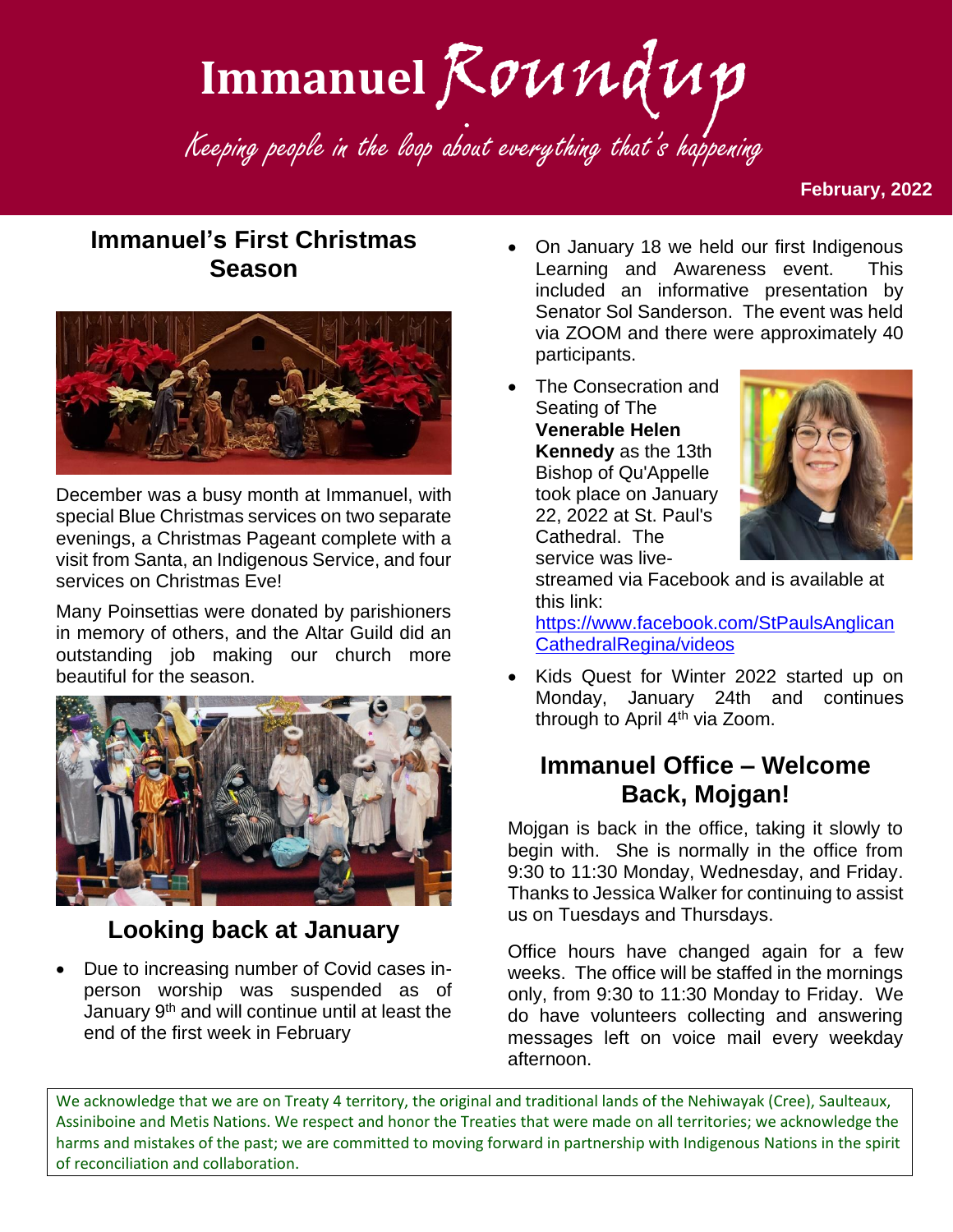# Immanuel *Roundup*

*Keeping people in the loop about everything that's happening*

**February, 2022**

## Immanuel's First Christmas Season

December was a busy month at Immanuel, with special Blue Christmas services on two separate evenings, a Christmas Pageant complete with a visit from Santa, an Indigenous Service, and four services on Christmas Eve!

Many Poinsettias were donated by parishioners in memory of others, and the Altar Guild did an outstanding job making our church more beautiful for the season.

## Looking back at January

- Due to increasing number of Covid cases in-person worship was suspended as of January 9th and will continue until at least the end of the first week in February
- On January 18 we held our first Indigenous Learning and Awareness event. This included an informative presentation by Senator Sol Sanderson. The event was held via ZOOM and there were approximately 40 participants.
- The Consecration and Seating of The **Venerable Helen Kennedy** as the 13th Bishop of Qu'Appelle took place on January 22, 2022 at St. Paul's Cathedral. The service was live-streamed via Facebook and is available at this link: https://www.facebook.com/StPaulsAnglicanCathedralRegina/videos
- Kids Quest for Winter 2022 started up on Monday, January 24th and continues through to April 4th via Zoom.

## Immanuel Office – Welcome Back, Mojgan!

Mojgan is back in the office, taking it slowly to begin with. She is normally in the office from 9:30 to 11:30 Monday, Wednesday, and Friday. Thanks to Jessica Walker for continuing to assist us on Tuesdays and Thursdays.

Office hours have changed again for a few weeks. The office will be staffed in the mornings only, from 9:30 to 11:30 Monday to Friday. We do have volunteers collecting and answering messages left on voice mail every weekday afternoon.

We acknowledge that we are on Treaty 4 territory, the original and traditional lands of the Nehiwayak (Cree), Saulteaux, Assiniboine and Metis Nations. We respect and honor the Treaties that were made on all territories; we acknowledge the harms and mistakes of the past; we are committed to moving forward in partnership with Indigenous Nations in the spirit of reconciliation and collaboration.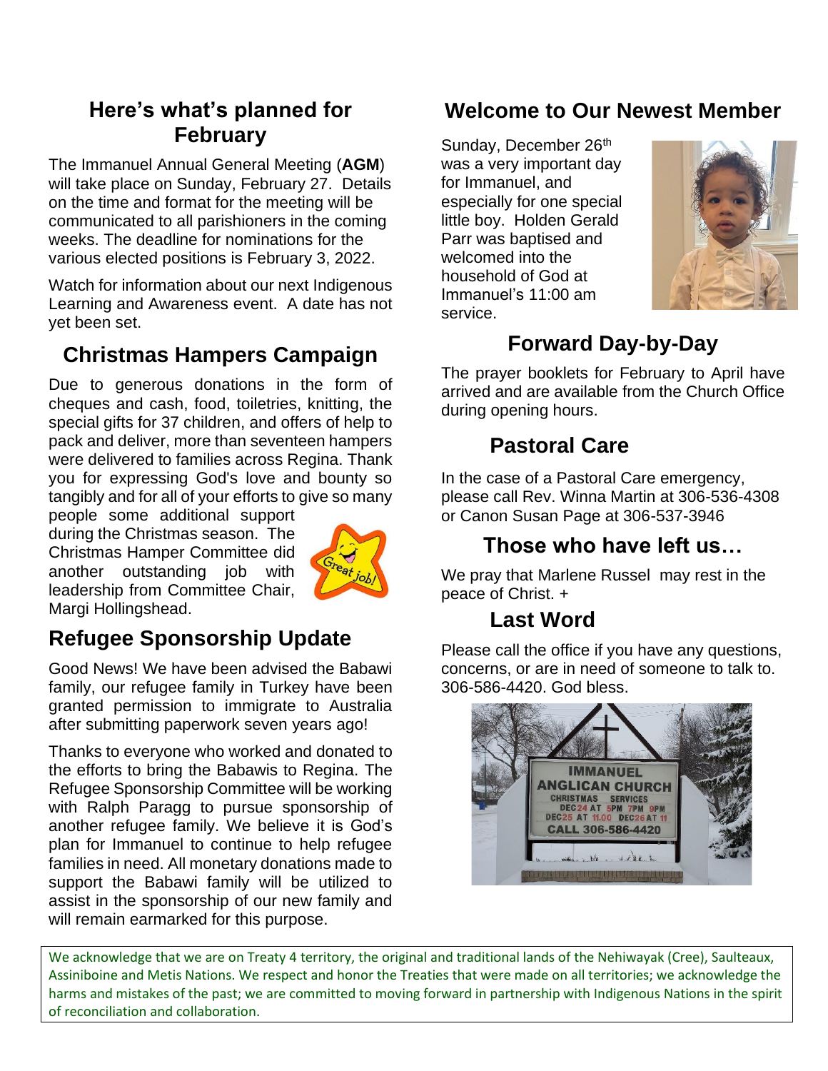## Here's what's planned for February

The Immanuel Annual General Meeting (**AGM**) will take place on Sunday, February 27. Details on the time and format for the meeting will be communicated to all parishioners in the coming weeks. The deadline for nominations for the various elected positions is February 3, 2022.

Watch for information about our next Indigenous Learning and Awareness event. A date has not yet been set.

## Christmas Hampers Campaign

Due to generous donations in the form of cheques and cash, food, toiletries, knitting, the special gifts for 37 children, and offers of help to pack and deliver, more than seventeen hampers were delivered to families across Regina. Thank you for expressing God's love and bounty so tangibly and for all of your efforts to give so many people some additional support during the Christmas season. The Christmas Hamper Committee did another outstanding job with leadership from Committee Chair, Margi Hollingshead.

## Refugee Sponsorship Update

Good News! We have been advised the Babawi family, our refugee family in Turkey have been granted permission to immigrate to Australia after submitting paperwork seven years ago!

Thanks to everyone who worked and donated to the efforts to bring the Babawis to Regina. The Refugee Sponsorship Committee will be working with Ralph Paragg to pursue sponsorship of another refugee family. We believe it is God's plan for Immanuel to continue to help refugee families in need. All monetary donations made to support the Babawi family will be utilized to assist in the sponsorship of our new family and will remain earmarked for this purpose.

## Welcome to Our Newest Member

Sunday, December 26th was a very important day for Immanuel, and especially for one special little boy. Holden Gerald Parr was baptised and welcomed into the household of God at Immanuel's 11:00 am service.

## Forward Day-by-Day

The prayer booklets for February to April have arrived and are available from the Church Office during opening hours.

## Pastoral Care

In the case of a Pastoral Care emergency, please call Rev. Winna Martin at 306-536-4308 or Canon Susan Page at 306-537-3946

## Those who have left us…

We pray that Marlene Russel may rest in the peace of Christ. +

## Last Word

Please call the office if you have any questions, concerns, or are in need of someone to talk to. 306-586-4420. God bless.

We acknowledge that we are on Treaty 4 territory, the original and traditional lands of the Nehiwayak (Cree), Saulteaux, Assiniboine and Metis Nations. We respect and honor the Treaties that were made on all territories; we acknowledge the harms and mistakes of the past; we are committed to moving forward in partnership with Indigenous Nations in the spirit of reconciliation and collaboration.